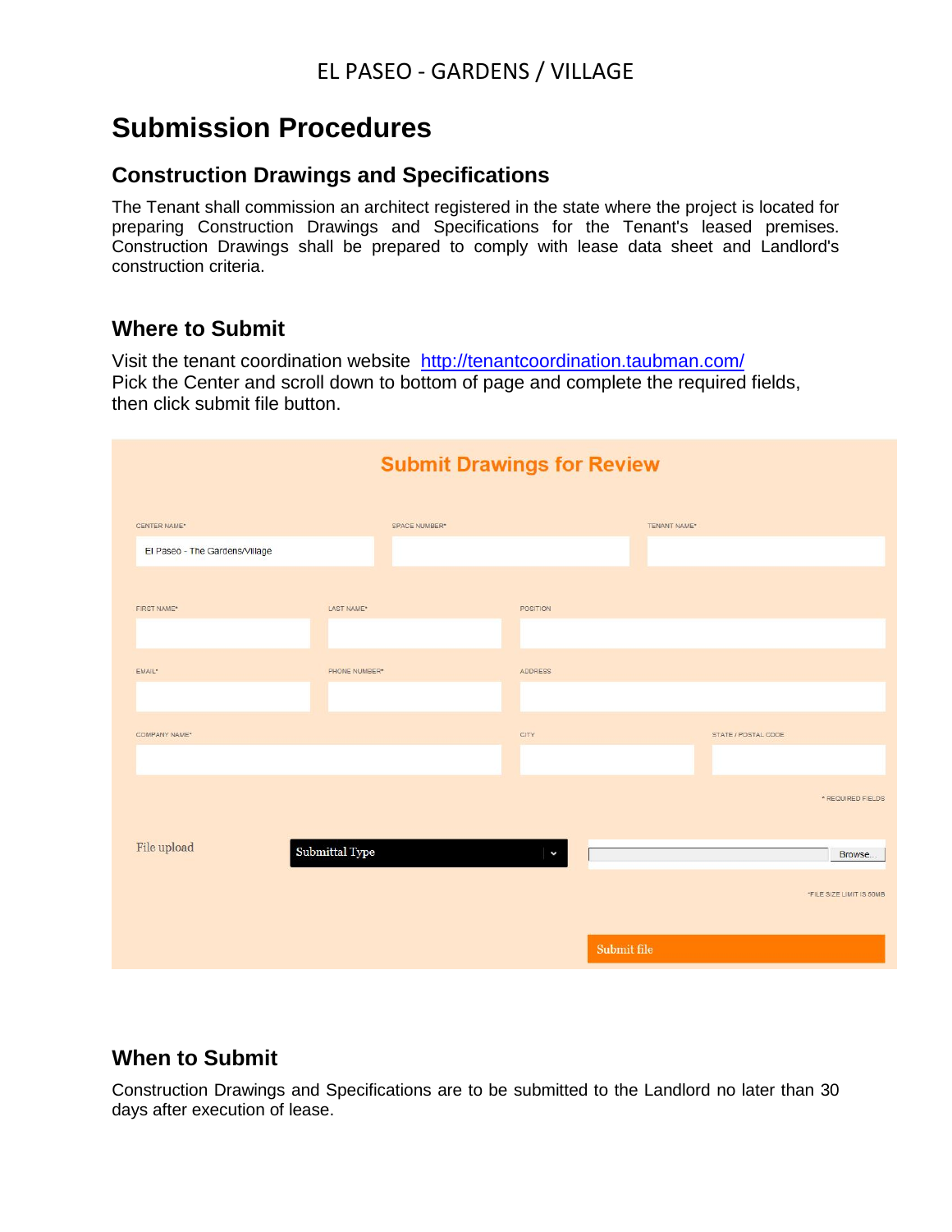EL PASEO - GARDENS / VILLAGE

# Submission Procedures

## Construction Drawings and Specifications

The Tenant shall commission an architect registered in the state where the project is located for preparing Construction Drawings and Specifications for the Tenant's leased premises. Construction Drawings shall be prepared to comply with lease data sheet and Landlord's construction criteria.

## Where to Submit

Visit the tenant coordination website http://tenantcoordination.taubman.com/
Pick the Center and scroll down to bottom of page and complete the required fields, then click submit file button.

**Submit Drawings for Review**

CENTER NAME*: El Paseo - The Gardens/Village
SPACE NUMBER*
TENANT NAME*

FIRST NAME*
LAST NAME*
POSITION

EMAIL*
PHONE NUMBER*
ADDRESS

COMPANY NAME*
CITY
STATE / POSTAL CODE

* REQUIRED FIELDS

File upload — Submittal Type — Browse...

*FILE SIZE LIMIT IS 50MB

Submit file

## When to Submit

Construction Drawings and Specifications are to be submitted to the Landlord no later than 30 days after execution of lease.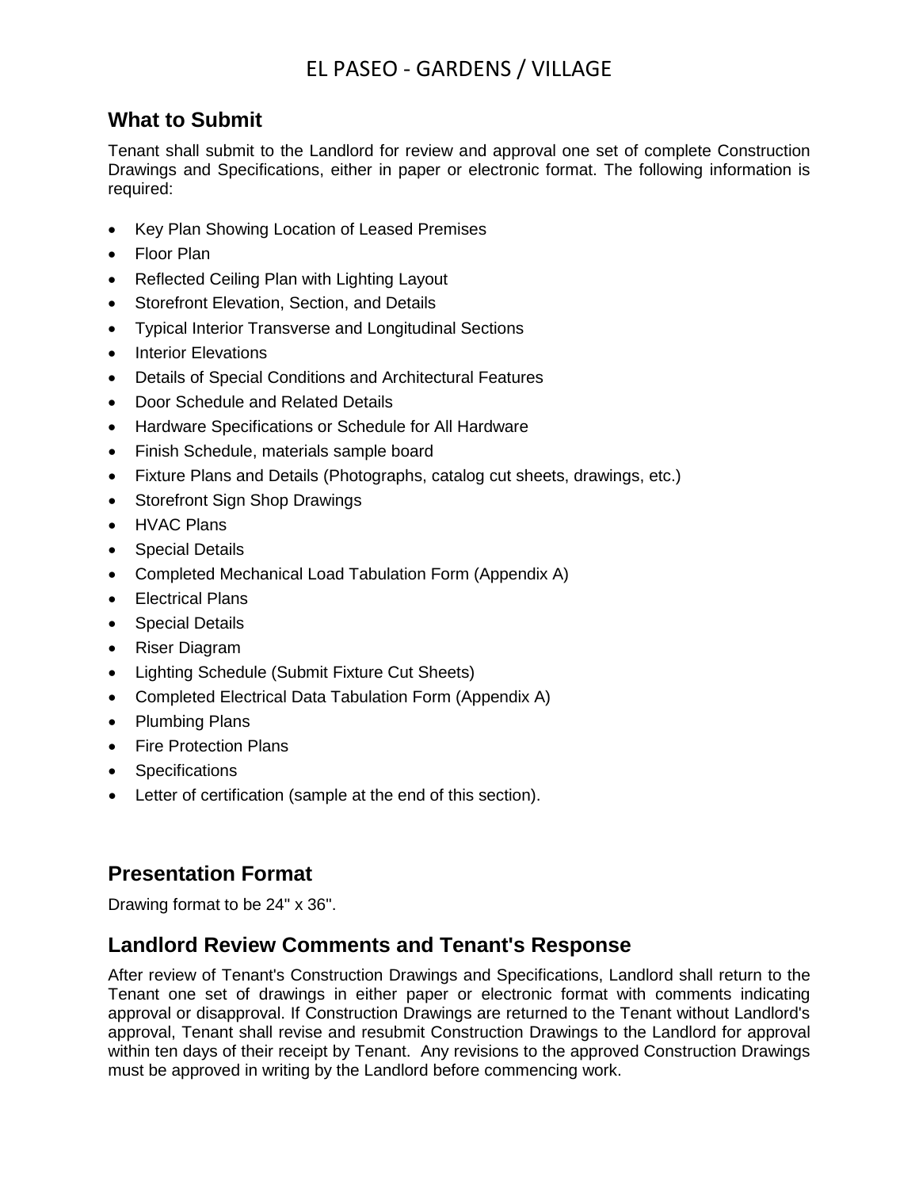## What to Submit

Tenant shall submit to the Landlord for review and approval one set of complete Construction Drawings and Specifications, either in paper or electronic format. The following information is required:

- Key Plan Showing Location of Leased Premises
- Floor Plan
- Reflected Ceiling Plan with Lighting Layout
- Storefront Elevation, Section, and Details
- Typical Interior Transverse and Longitudinal Sections
- Interior Elevations
- Details of Special Conditions and Architectural Features
- Door Schedule and Related Details
- Hardware Specifications or Schedule for All Hardware
- Finish Schedule, materials sample board
- Fixture Plans and Details (Photographs, catalog cut sheets, drawings, etc.)
- Storefront Sign Shop Drawings
- HVAC Plans
- Special Details
- Completed Mechanical Load Tabulation Form (Appendix A)
- Electrical Plans
- Special Details
- Riser Diagram
- Lighting Schedule (Submit Fixture Cut Sheets)
- Completed Electrical Data Tabulation Form (Appendix A)
- Plumbing Plans
- Fire Protection Plans
- Specifications
- Letter of certification (sample at the end of this section).

## Presentation Format

Drawing format to be 24" x 36".

## Landlord Review Comments and Tenant's Response

After review of Tenant's Construction Drawings and Specifications, Landlord shall return to the Tenant one set of drawings in either paper or electronic format with comments indicating approval or disapproval. If Construction Drawings are returned to the Tenant without Landlord's approval, Tenant shall revise and resubmit Construction Drawings to the Landlord for approval within ten days of their receipt by Tenant. Any revisions to the approved Construction Drawings must be approved in writing by the Landlord before commencing work.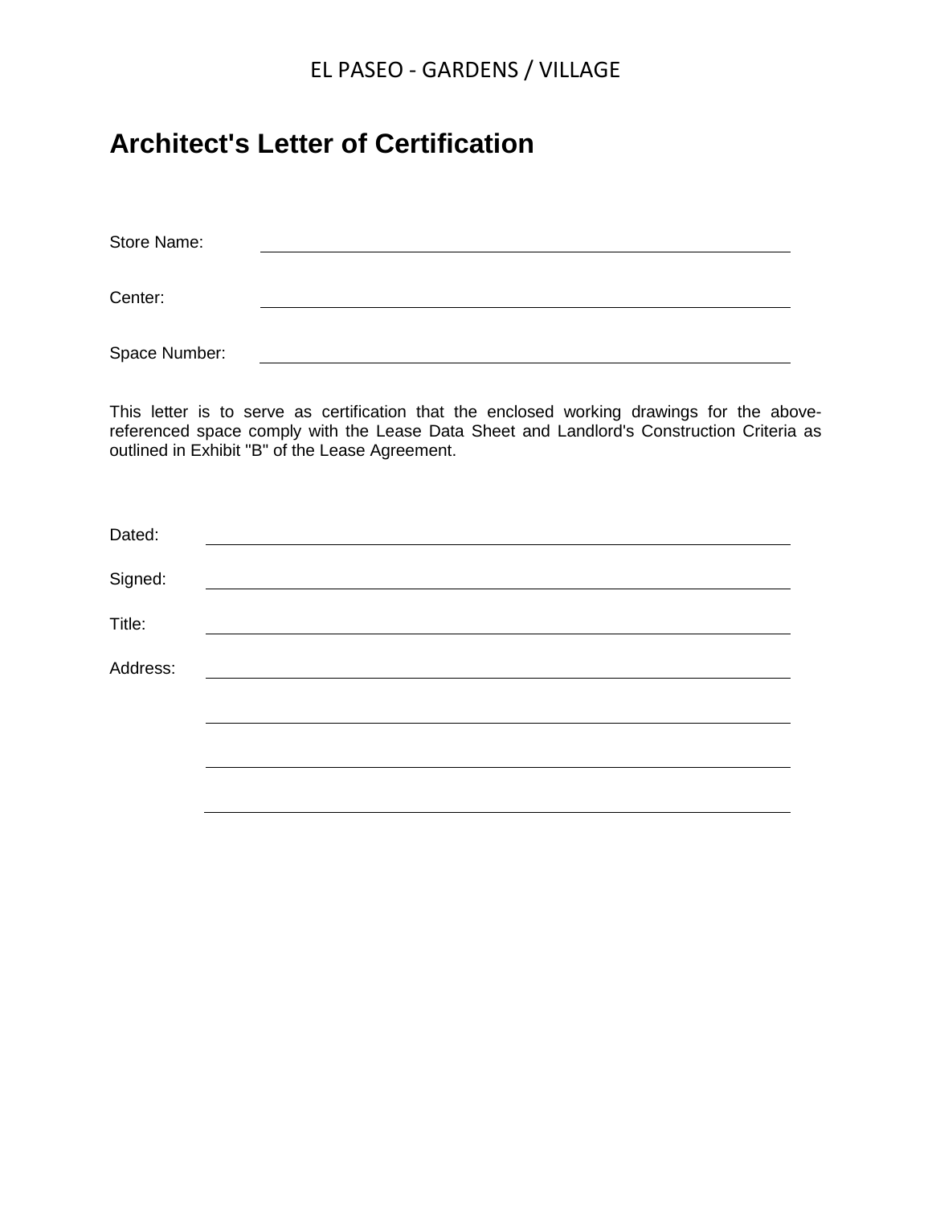EL PASEO - GARDENS / VILLAGE

# Architect's Letter of Certification

Store Name: \_\_\_\_\_\_\_\_\_\_\_\_\_\_\_\_\_\_\_\_\_\_\_\_\_\_\_\_\_\_\_\_\_\_\_\_\_\_\_\_

Center: \_\_\_\_\_\_\_\_\_\_\_\_\_\_\_\_\_\_\_\_\_\_\_\_\_\_\_\_\_\_\_\_\_\_\_\_\_\_\_\_

Space Number: \_\_\_\_\_\_\_\_\_\_\_\_\_\_\_\_\_\_\_\_\_\_\_\_\_\_\_\_\_\_\_\_\_\_\_\_\_\_\_\_

This letter is to serve as certification that the enclosed working drawings for the above-referenced space comply with the Lease Data Sheet and Landlord's Construction Criteria as outlined in Exhibit "B" of the Lease Agreement.

Dated: \_\_\_\_\_\_\_\_\_\_\_\_\_\_\_\_\_\_\_\_\_\_\_\_\_\_\_\_\_\_\_\_\_\_\_\_\_\_\_\_

Signed: \_\_\_\_\_\_\_\_\_\_\_\_\_\_\_\_\_\_\_\_\_\_\_\_\_\_\_\_\_\_\_\_\_\_\_\_\_\_\_\_

Title: \_\_\_\_\_\_\_\_\_\_\_\_\_\_\_\_\_\_\_\_\_\_\_\_\_\_\_\_\_\_\_\_\_\_\_\_\_\_\_\_

Address: \_\_\_\_\_\_\_\_\_\_\_\_\_\_\_\_\_\_\_\_\_\_\_\_\_\_\_\_\_\_\_\_\_\_\_\_\_\_\_\_

\_\_\_\_\_\_\_\_\_\_\_\_\_\_\_\_\_\_\_\_\_\_\_\_\_\_\_\_\_\_\_\_\_\_\_\_\_\_\_\_

\_\_\_\_\_\_\_\_\_\_\_\_\_\_\_\_\_\_\_\_\_\_\_\_\_\_\_\_\_\_\_\_\_\_\_\_\_\_\_\_

\_\_\_\_\_\_\_\_\_\_\_\_\_\_\_\_\_\_\_\_\_\_\_\_\_\_\_\_\_\_\_\_\_\_\_\_\_\_\_\_